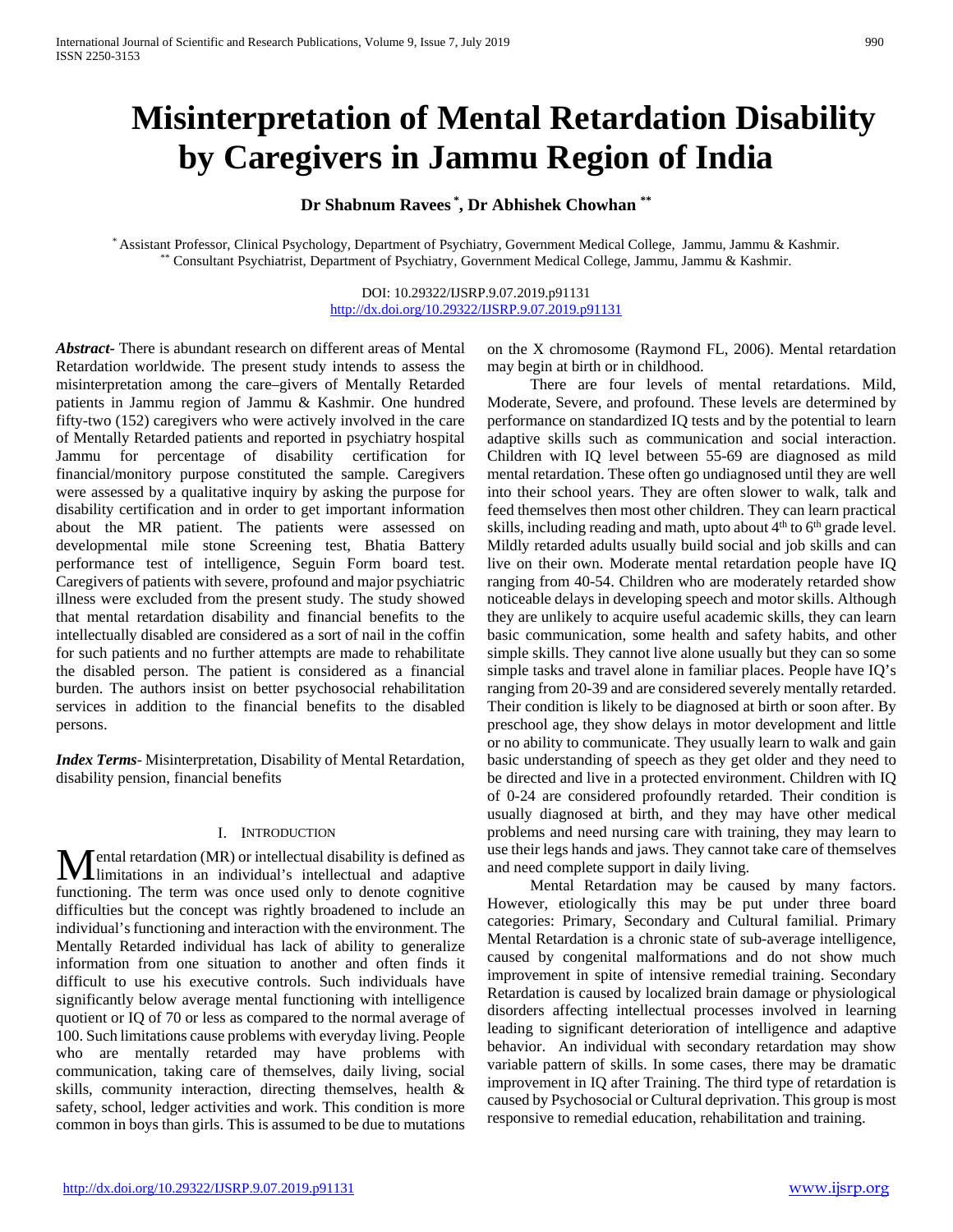# Misinterpretation of Mental Retardation Disability by Caregivers in Jammu Region of India

**Dr Shabnum Ravees [*], Dr Abhishek Chowhan [**]**

[*] Assistant Professor, Clinical Psychology, Department of Psychiatry, Government Medical College, Jammu, Jammu & Kashmir.
[**] Consultant Psychiatrist, Department of Psychiatry, Government Medical College, Jammu, Jammu & Kashmir.

DOI: 10.29322/IJSRP.9.07.2019.p91131
http://dx.doi.org/10.29322/IJSRP.9.07.2019.p91131

***Abstract***- There is abundant research on different areas of Mental Retardation worldwide. The present study intends to assess the misinterpretation among the care–givers of Mentally Retarded patients in Jammu region of Jammu & Kashmir. One hundred fifty-two (152) caregivers who were actively involved in the care of Mentally Retarded patients and reported in psychiatry hospital Jammu for percentage of disability certification for financial/monitory purpose constituted the sample. Caregivers were assessed by a qualitative inquiry by asking the purpose for disability certification and in order to get important information about the MR patient. The patients were assessed on developmental mile stone Screening test, Bhatia Battery performance test of intelligence, Seguin Form board test. Caregivers of patients with severe, profound and major psychiatric illness were excluded from the present study. The study showed that mental retardation disability and financial benefits to the intellectually disabled are considered as a sort of nail in the coffin for such patients and no further attempts are made to rehabilitate the disabled person. The patient is considered as a financial burden. The authors insist on better psychosocial rehabilitation services in addition to the financial benefits to the disabled persons.

***Index Terms***- Misinterpretation, Disability of Mental Retardation, disability pension, financial benefits

## I. Introduction

Mental retardation (MR) or intellectual disability is defined as limitations in an individual's intellectual and adaptive functioning. The term was once used only to denote cognitive difficulties but the concept was rightly broadened to include an individual's functioning and interaction with the environment. The Mentally Retarded individual has lack of ability to generalize information from one situation to another and often finds it difficult to use his executive controls. Such individuals have significantly below average mental functioning with intelligence quotient or IQ of 70 or less as compared to the normal average of 100. Such limitations cause problems with everyday living. People who are mentally retarded may have problems with communication, taking care of themselves, daily living, social skills, community interaction, directing themselves, health & safety, school, ledger activities and work. This condition is more common in boys than girls. This is assumed to be due to mutations on the X chromosome (Raymond FL, 2006). Mental retardation may begin at birth or in childhood.

There are four levels of mental retardations. Mild, Moderate, Severe, and profound. These levels are determined by performance on standardized IQ tests and by the potential to learn adaptive skills such as communication and social interaction. Children with IQ level between 55-69 are diagnosed as mild mental retardation. These often go undiagnosed until they are well into their school years. They are often slower to walk, talk and feed themselves then most other children. They can learn practical skills, including reading and math, upto about 4th to 6th grade level. Mildly retarded adults usually build social and job skills and can live on their own. Moderate mental retardation people have IQ ranging from 40-54. Children who are moderately retarded show noticeable delays in developing speech and motor skills. Although they are unlikely to acquire useful academic skills, they can learn basic communication, some health and safety habits, and other simple skills. They cannot live alone usually but they can so some simple tasks and travel alone in familiar places. People have IQ's ranging from 20-39 and are considered severely mentally retarded. Their condition is likely to be diagnosed at birth or soon after. By preschool age, they show delays in motor development and little or no ability to communicate. They usually learn to walk and gain basic understanding of speech as they get older and they need to be directed and live in a protected environment. Children with IQ of 0-24 are considered profoundly retarded. Their condition is usually diagnosed at birth, and they may have other medical problems and need nursing care with training, they may learn to use their legs hands and jaws. They cannot take care of themselves and need complete support in daily living.

Mental Retardation may be caused by many factors. However, etiologically this may be put under three board categories: Primary, Secondary and Cultural familial. Primary Mental Retardation is a chronic state of sub-average intelligence, caused by congenital malformations and do not show much improvement in spite of intensive remedial training. Secondary Retardation is caused by localized brain damage or physiological disorders affecting intellectual processes involved in learning leading to significant deterioration of intelligence and adaptive behavior. An individual with secondary retardation may show variable pattern of skills. In some cases, there may be dramatic improvement in IQ after Training. The third type of retardation is caused by Psychosocial or Cultural deprivation. This group is most responsive to remedial education, rehabilitation and training.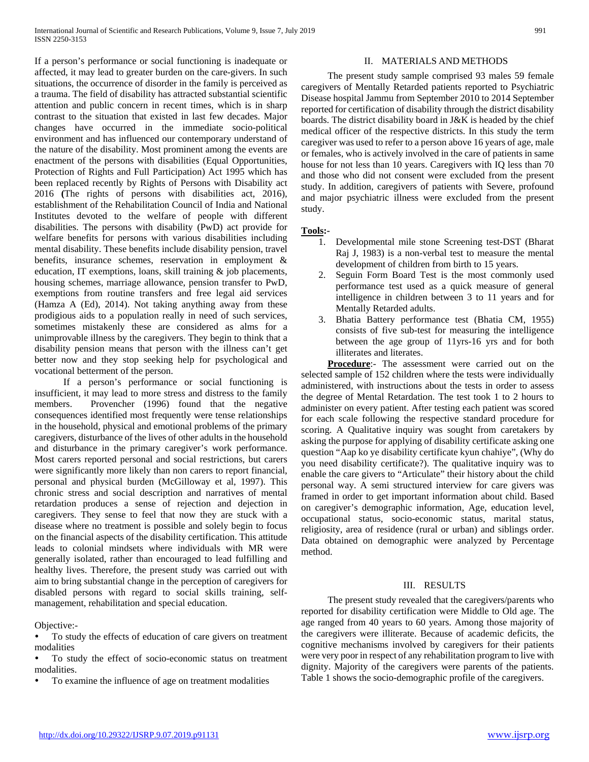If a person's performance or social functioning is inadequate or affected, it may lead to greater burden on the care-givers. In such situations, the occurrence of disorder in the family is perceived as a trauma. The field of disability has attracted substantial scientific attention and public concern in recent times, which is in sharp contrast to the situation that existed in last few decades. Major changes have occurred in the immediate socio-political environment and has influenced our contemporary understand of the nature of the disability. Most prominent among the events are enactment of the persons with disabilities (Equal Opportunities, Protection of Rights and Full Participation) Act 1995 which has been replaced recently by Rights of Persons with Disability act 2016 **(**The rights of persons with disabilities act, 2016), establishment of the Rehabilitation Council of India and National Institutes devoted to the welfare of people with different disabilities. The persons with disability (PwD) act provide for welfare benefits for persons with various disabilities including mental disability. These benefits include disability pension, travel benefits, insurance schemes, reservation in employment & education, IT exemptions, loans, skill training & job placements, housing schemes, marriage allowance, pension transfer to PwD, exemptions from routine transfers and free legal aid services (Hamza A (Ed), 2014). Not taking anything away from these prodigious aids to a population really in need of such services, sometimes mistakenly these are considered as alms for a unimprovable illness by the caregivers. They begin to think that a disability pension means that person with the illness can't get better now and they stop seeking help for psychological and vocational betterment of the person.

If a person's performance or social functioning is insufficient, it may lead to more stress and distress to the family members. Provencher (1996) found that the negative consequences identified most frequently were tense relationships in the household, physical and emotional problems of the primary caregivers, disturbance of the lives of other adults in the household and disturbance in the primary caregiver's work performance. Most carers reported personal and social restrictions, but carers were significantly more likely than non carers to report financial, personal and physical burden (McGilloway et al, 1997). This chronic stress and social description and narratives of mental retardation produces a sense of rejection and dejection in caregivers. They sense to feel that now they are stuck with a disease where no treatment is possible and solely begin to focus on the financial aspects of the disability certification. This attitude leads to colonial mindsets where individuals with MR were generally isolated, rather than encouraged to lead fulfilling and healthy lives. Therefore, the present study was carried out with aim to bring substantial change in the perception of caregivers for disabled persons with regard to social skills training, self-management, rehabilitation and special education.

Objective:-

- To study the effects of education of care givers on treatment modalities
- To study the effect of socio-economic status on treatment modalities.
- To examine the influence of age on treatment modalities

## II. MATERIALS AND METHODS

The present study sample comprised 93 males 59 female caregivers of Mentally Retarded patients reported to Psychiatric Disease hospital Jammu from September 2010 to 2014 September reported for certification of disability through the district disability boards. The district disability board in J&K is headed by the chief medical officer of the respective districts. In this study the term caregiver was used to refer to a person above 16 years of age, male or females, who is actively involved in the care of patients in same house for not less than 10 years. Caregivers with IQ less than 70 and those who did not consent were excluded from the present study. In addition, caregivers of patients with Severe, profound and major psychiatric illness were excluded from the present study.

**Tools:-**

1. Developmental mile stone Screening test-DST (Bharat Raj J, 1983) is a non-verbal test to measure the mental development of children from birth to 15 years.
2. Seguin Form Board Test is the most commonly used performance test used as a quick measure of general intelligence in children between 3 to 11 years and for Mentally Retarded adults.
3. Bhatia Battery performance test (Bhatia CM, 1955) consists of five sub-test for measuring the intelligence between the age group of 11yrs-16 yrs and for both illiterates and literates.

**Procedure**:- The assessment were carried out on the selected sample of 152 children where the tests were individually administered, with instructions about the tests in order to assess the degree of Mental Retardation. The test took 1 to 2 hours to administer on every patient. After testing each patient was scored for each scale following the respective standard procedure for scoring. A Qualitative inquiry was sought from caretakers by asking the purpose for applying of disability certificate asking one question "Aap ko ye disability certificate kyun chahiye", (Why do you need disability certificate?). The qualitative inquiry was to enable the care givers to "Articulate" their history about the child personal way. A semi structured interview for care givers was framed in order to get important information about child. Based on caregiver's demographic information, Age, education level, occupational status, socio-economic status, marital status, religiosity, area of residence (rural or urban) and siblings order. Data obtained on demographic were analyzed by Percentage method.

## III. RESULTS

The present study revealed that the caregivers/parents who reported for disability certification were Middle to Old age. The age ranged from 40 years to 60 years. Among those majority of the caregivers were illiterate. Because of academic deficits, the cognitive mechanisms involved by caregivers for their patients were very poor in respect of any rehabilitation program to live with dignity. Majority of the caregivers were parents of the patients. Table 1 shows the socio-demographic profile of the caregivers.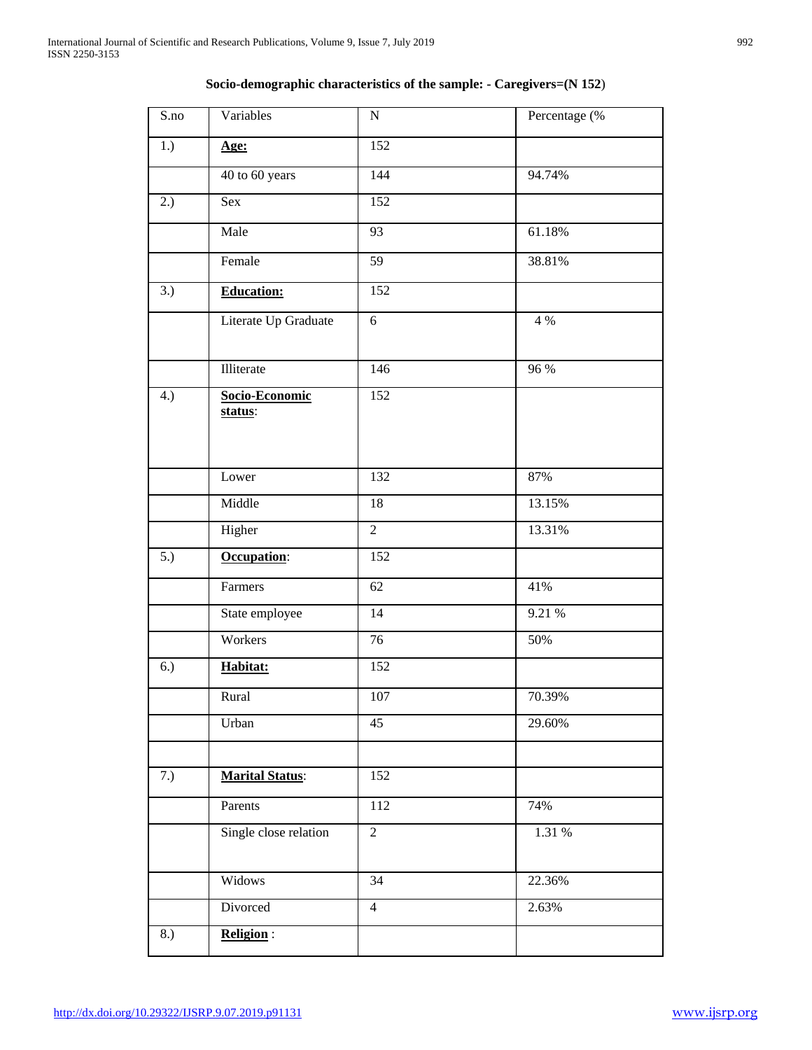**Socio-demographic characteristics of the sample: - Caregivers=(N 152)**

| S.no | Variables | N | Percentage (% |
|---|---|---|---|
| 1.) | **Age:** | 152 | |
| | 40 to 60 years | 144 | 94.74% |
| 2.) | Sex | 152 | |
| | Male | 93 | 61.18% |
| | Female | 59 | 38.81% |
| 3.) | **Education:** | 152 | |
| | Literate Up Graduate | 6 | 4 % |
| | Illiterate | 146 | 96 % |
| 4.) | **Socio-Economic status**: | 152 | |
| | Lower | 132 | 87% |
| | Middle | 18 | 13.15% |
| | Higher | 2 | 13.31% |
| 5.) | **Occupation**: | 152 | |
| | Farmers | 62 | 41% |
| | State employee | 14 | 9.21 % |
| | Workers | 76 | 50% |
| 6.) | **Habitat:** | 152 | |
| | Rural | 107 | 70.39% |
| | Urban | 45 | 29.60% |
| | | | |
| 7.) | **Marital Status**: | 152 | |
| | Parents | 112 | 74% |
| | Single close relation | 2 | 1.31 % |
| | Widows | 34 | 22.36% |
| | Divorced | 4 | 2.63% |
| 8.) | **Religion** : | | |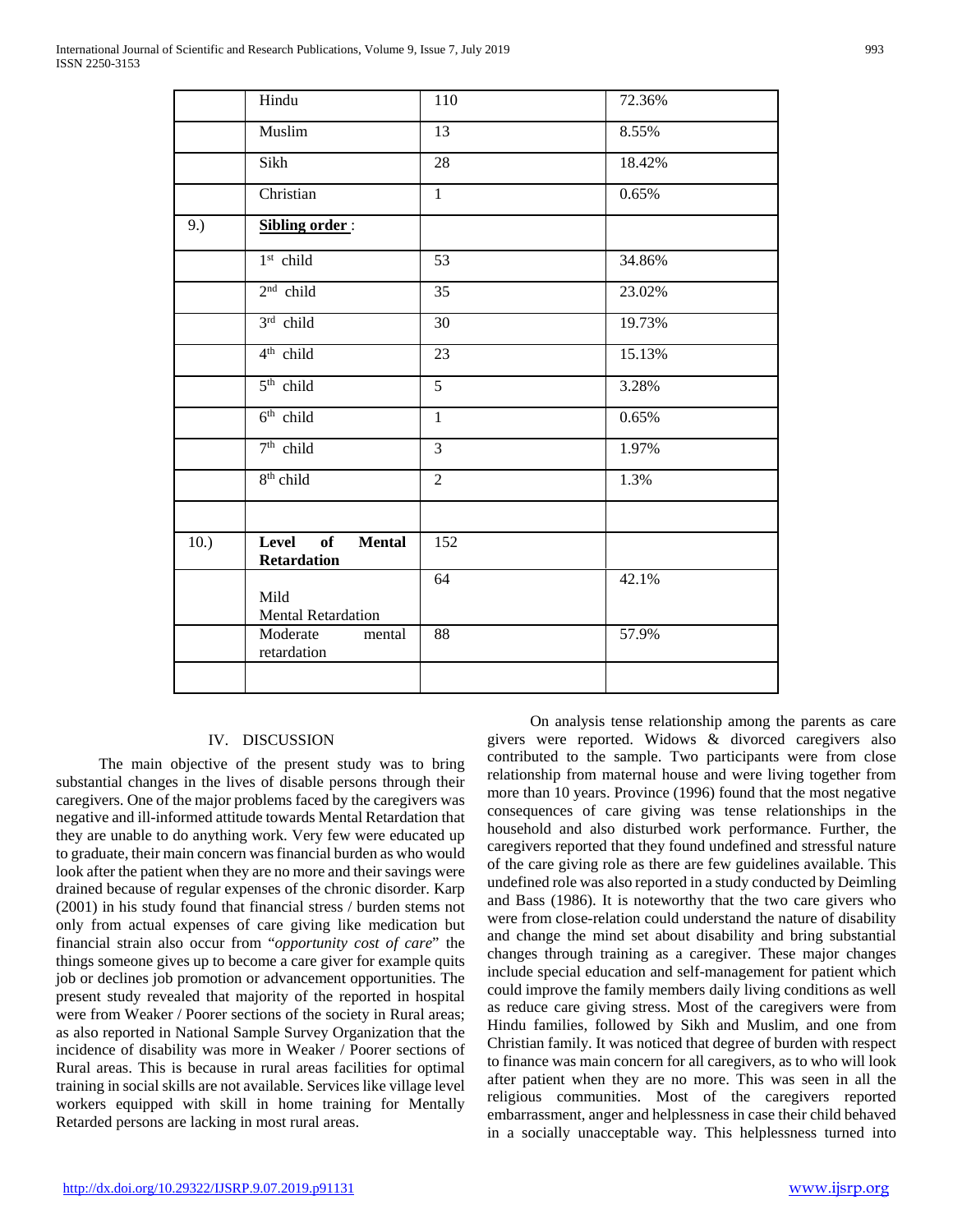|  | Hindu | 110 | 72.36% |
|---|---|---|---|
|  | Muslim | 13 | 8.55% |
|  | Sikh | 28 | 18.42% |
|  | Christian | 1 | 0.65% |
| 9.) | **Sibling order** : |  |  |
|  | 1st child | 53 | 34.86% |
|  | 2nd child | 35 | 23.02% |
|  | 3rd child | 30 | 19.73% |
|  | 4th child | 23 | 15.13% |
|  | 5th child | 5 | 3.28% |
|  | 6th child | 1 | 0.65% |
|  | 7th child | 3 | 1.97% |
|  | 8th child | 2 | 1.3% |
|  |  |  |  |
| 10.) | **Level of Mental Retardation** | 152 |  |
|  | Mild Mental Retardation | 64 | 42.1% |
|  | Moderate mental retardation | 88 | 57.9% |
|  |  |  |  |

## IV. DISCUSSION

The main objective of the present study was to bring substantial changes in the lives of disable persons through their caregivers. One of the major problems faced by the caregivers was negative and ill-informed attitude towards Mental Retardation that they are unable to do anything work. Very few were educated up to graduate, their main concern was financial burden as who would look after the patient when they are no more and their savings were drained because of regular expenses of the chronic disorder. Karp (2001) in his study found that financial stress / burden stems not only from actual expenses of care giving like medication but financial strain also occur from "*opportunity cost of care*" the things someone gives up to become a care giver for example quits job or declines job promotion or advancement opportunities. The present study revealed that majority of the reported in hospital were from Weaker / Poorer sections of the society in Rural areas; as also reported in National Sample Survey Organization that the incidence of disability was more in Weaker / Poorer sections of Rural areas. This is because in rural areas facilities for optimal training in social skills are not available. Services like village level workers equipped with skill in home training for Mentally Retarded persons are lacking in most rural areas.

On analysis tense relationship among the parents as care givers were reported. Widows & divorced caregivers also contributed to the sample. Two participants were from close relationship from maternal house and were living together from more than 10 years. Province (1996) found that the most negative consequences of care giving was tense relationships in the household and also disturbed work performance. Further, the caregivers reported that they found undefined and stressful nature of the care giving role as there are few guidelines available. This undefined role was also reported in a study conducted by Deimling and Bass (1986). It is noteworthy that the two care givers who were from close-relation could understand the nature of disability and change the mind set about disability and bring substantial changes through training as a caregiver. These major changes include special education and self-management for patient which could improve the family members daily living conditions as well as reduce care giving stress. Most of the caregivers were from Hindu families, followed by Sikh and Muslim, and one from Christian family. It was noticed that degree of burden with respect to finance was main concern for all caregivers, as to who will look after patient when they are no more. This was seen in all the religious communities. Most of the caregivers reported embarrassment, anger and helplessness in case their child behaved in a socially unacceptable way. This helplessness turned into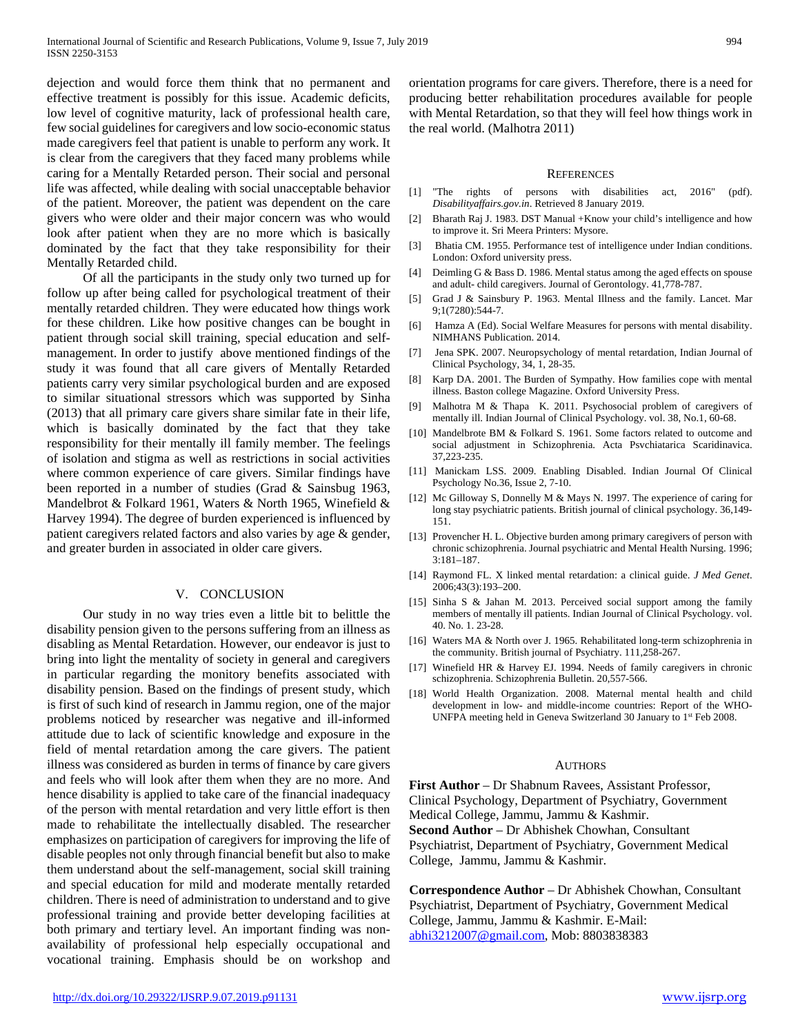dejection and would force them think that no permanent and effective treatment is possibly for this issue. Academic deficits, low level of cognitive maturity, lack of professional health care, few social guidelines for caregivers and low socio-economic status made caregivers feel that patient is unable to perform any work. It is clear from the caregivers that they faced many problems while caring for a Mentally Retarded person. Their social and personal life was affected, while dealing with social unacceptable behavior of the patient. Moreover, the patient was dependent on the care givers who were older and their major concern was who would look after patient when they are no more which is basically dominated by the fact that they take responsibility for their Mentally Retarded child.

Of all the participants in the study only two turned up for follow up after being called for psychological treatment of their mentally retarded children. They were educated how things work for these children. Like how positive changes can be bought in patient through social skill training, special education and self-management. In order to justify above mentioned findings of the study it was found that all care givers of Mentally Retarded patients carry very similar psychological burden and are exposed to similar situational stressors which was supported by Sinha (2013) that all primary care givers share similar fate in their life, which is basically dominated by the fact that they take responsibility for their mentally ill family member. The feelings of isolation and stigma as well as restrictions in social activities where common experience of care givers. Similar findings have been reported in a number of studies (Grad & Sainsbug 1963, Mandelbrot & Folkard 1961, Waters & North 1965, Winefield & Harvey 1994). The degree of burden experienced is influenced by patient caregivers related factors and also varies by age & gender, and greater burden in associated in older care givers.

## V. CONCLUSION

Our study in no way tries even a little bit to belittle the disability pension given to the persons suffering from an illness as disabling as Mental Retardation. However, our endeavor is just to bring into light the mentality of society in general and caregivers in particular regarding the monitory benefits associated with disability pension. Based on the findings of present study, which is first of such kind of research in Jammu region, one of the major problems noticed by researcher was negative and ill-informed attitude due to lack of scientific knowledge and exposure in the field of mental retardation among the care givers. The patient illness was considered as burden in terms of finance by care givers and feels who will look after them when they are no more. And hence disability is applied to take care of the financial inadequacy of the person with mental retardation and very little effort is then made to rehabilitate the intellectually disabled. The researcher emphasizes on participation of caregivers for improving the life of disable peoples not only through financial benefit but also to make them understand about the self-management, social skill training and special education for mild and moderate mentally retarded children. There is need of administration to understand and to give professional training and provide better developing facilities at both primary and tertiary level. An important finding was non-availability of professional help especially occupational and vocational training. Emphasis should be on workshop and orientation programs for care givers. Therefore, there is a need for producing better rehabilitation procedures available for people with Mental Retardation, so that they will feel how things work in the real world. (Malhotra 2011)

## REFERENCES

[1] "The rights of persons with disabilities act, 2016" (pdf). *Disabilityaffairs.gov.in*. Retrieved 8 January 2019.

[2] Bharath Raj J. 1983. DST Manual +Know your child's intelligence and how to improve it. Sri Meera Printers: Mysore.

[3] Bhatia CM. 1955. Performance test of intelligence under Indian conditions. London: Oxford university press.

[4] Deimling G & Bass D. 1986. Mental status among the aged effects on spouse and adult- child caregivers. Journal of Gerontology. 41,778-787.

[5] Grad J & Sainsbury P. 1963. Mental Illness and the family. Lancet. Mar 9;1(7280):544-7.

[6] Hamza A (Ed). Social Welfare Measures for persons with mental disability. NIMHANS Publication. 2014.

[7] Jena SPK. 2007. Neuropsychology of mental retardation, Indian Journal of Clinical Psychology, 34, 1, 28-35.

[8] Karp DA. 2001. The Burden of Sympathy. How families cope with mental illness. Baston college Magazine. Oxford University Press.

[9] Malhotra M & Thapa K. 2011. Psychosocial problem of caregivers of mentally ill. Indian Journal of Clinical Psychology. vol. 38, No.1, 60-68.

[10] Mandelbrote BM & Folkard S. 1961. Some factors related to outcome and social adjustment in Schizophrenia. Acta Psvchiatarica Scaridinavica. 37,223-235.

[11] Manickam LSS. 2009. Enabling Disabled. Indian Journal Of Clinical Psychology No.36, Issue 2, 7-10.

[12] Mc Gilloway S, Donnelly M & Mays N. 1997. The experience of caring for long stay psychiatric patients. British journal of clinical psychology. 36,149-151.

[13] Provencher H. L. Objective burden among primary caregivers of person with chronic schizophrenia. Journal psychiatric and Mental Health Nursing. 1996; 3:181–187.

[14] Raymond FL. X linked mental retardation: a clinical guide. *J Med Genet*. 2006;43(3):193–200.

[15] Sinha S & Jahan M. 2013. Perceived social support among the family members of mentally ill patients. Indian Journal of Clinical Psychology. vol. 40. No. 1. 23-28.

[16] Waters MA & North over J. 1965. Rehabilitated long-term schizophrenia in the community. British journal of Psychiatry. 111,258-267.

[17] Winefield HR & Harvey EJ. 1994. Needs of family caregivers in chronic schizophrenia. Schizophrenia Bulletin. 20,557-566.

[18] World Health Organization. 2008. Maternal mental health and child development in low- and middle-income countries: Report of the WHO-UNFPA meeting held in Geneva Switzerland 30 January to 1st Feb 2008.

## AUTHORS

**First Author** – Dr Shabnum Ravees, Assistant Professor, Clinical Psychology, Department of Psychiatry, Government Medical College, Jammu, Jammu & Kashmir.

**Second Author** – Dr Abhishek Chowhan, Consultant Psychiatrist, Department of Psychiatry, Government Medical College, Jammu, Jammu & Kashmir.

**Correspondence Author** – Dr Abhishek Chowhan, Consultant Psychiatrist, Department of Psychiatry, Government Medical College, Jammu, Jammu & Kashmir. E-Mail: abhi3212007@gmail.com, Mob: 8803838383